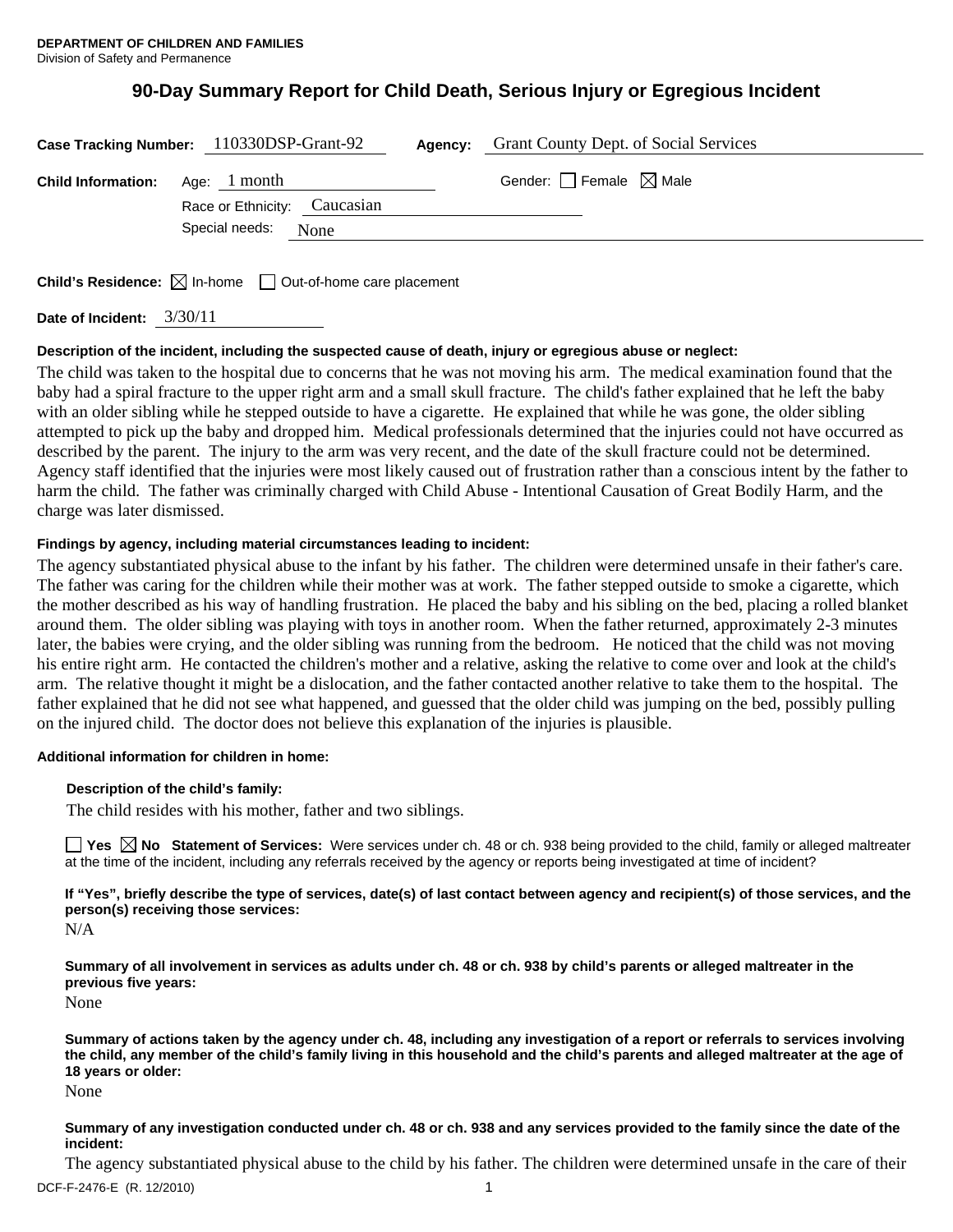**DEPARTMENT OF CHILDREN AND FAMILIES**
Division of Safety and Permanence

# 90-Day Summary Report for Child Death, Serious Injury or Egregious Incident

**Case Tracking Number:** 110330DSP-Grant-92 **Agency:** Grant County Dept. of Social Services

**Child Information:** Age: 1 month Gender: ☐ Female ☒ Male

Race or Ethnicity: Caucasian

Special needs: None

**Child's Residence:** ☒ In-home ☐ Out-of-home care placement

**Date of Incident:** 3/30/11

**Description of the incident, including the suspected cause of death, injury or egregious abuse or neglect:**

The child was taken to the hospital due to concerns that he was not moving his arm. The medical examination found that the baby had a spiral fracture to the upper right arm and a small skull fracture. The child's father explained that he left the baby with an older sibling while he stepped outside to have a cigarette. He explained that while he was gone, the older sibling attempted to pick up the baby and dropped him. Medical professionals determined that the injuries could not have occurred as described by the parent. The injury to the arm was very recent, and the date of the skull fracture could not be determined. Agency staff identified that the injuries were most likely caused out of frustration rather than a conscious intent by the father to harm the child. The father was criminally charged with Child Abuse - Intentional Causation of Great Bodily Harm, and the charge was later dismissed.

**Findings by agency, including material circumstances leading to incident:**

The agency substantiated physical abuse to the infant by his father. The children were determined unsafe in their father's care. The father was caring for the children while their mother was at work. The father stepped outside to smoke a cigarette, which the mother described as his way of handling frustration. He placed the baby and his sibling on the bed, placing a rolled blanket around them. The older sibling was playing with toys in another room. When the father returned, approximately 2-3 minutes later, the babies were crying, and the older sibling was running from the bedroom. He noticed that the child was not moving his entire right arm. He contacted the children's mother and a relative, asking the relative to come over and look at the child's arm. The relative thought it might be a dislocation, and the father contacted another relative to take them to the hospital. The father explained that he did not see what happened, and guessed that the older child was jumping on the bed, possibly pulling on the injured child. The doctor does not believe this explanation of the injuries is plausible.

**Additional information for children in home:**

**Description of the child's family:**

The child resides with his mother, father and two siblings.

☐ **Yes** ☒ **No** **Statement of Services:** Were services under ch. 48 or ch. 938 being provided to the child, family or alleged maltreater at the time of the incident, including any referrals received by the agency or reports being investigated at time of incident?

**If "Yes", briefly describe the type of services, date(s) of last contact between agency and recipient(s) of those services, and the person(s) receiving those services:**

N/A

**Summary of all involvement in services as adults under ch. 48 or ch. 938 by child's parents or alleged maltreater in the previous five years:**

None

**Summary of actions taken by the agency under ch. 48, including any investigation of a report or referrals to services involving the child, any member of the child's family living in this household and the child's parents and alleged maltreater at the age of 18 years or older:**

None

**Summary of any investigation conducted under ch. 48 or ch. 938 and any services provided to the family since the date of the incident:**

The agency substantiated physical abuse to the child by his father. The children were determined unsafe in the care of their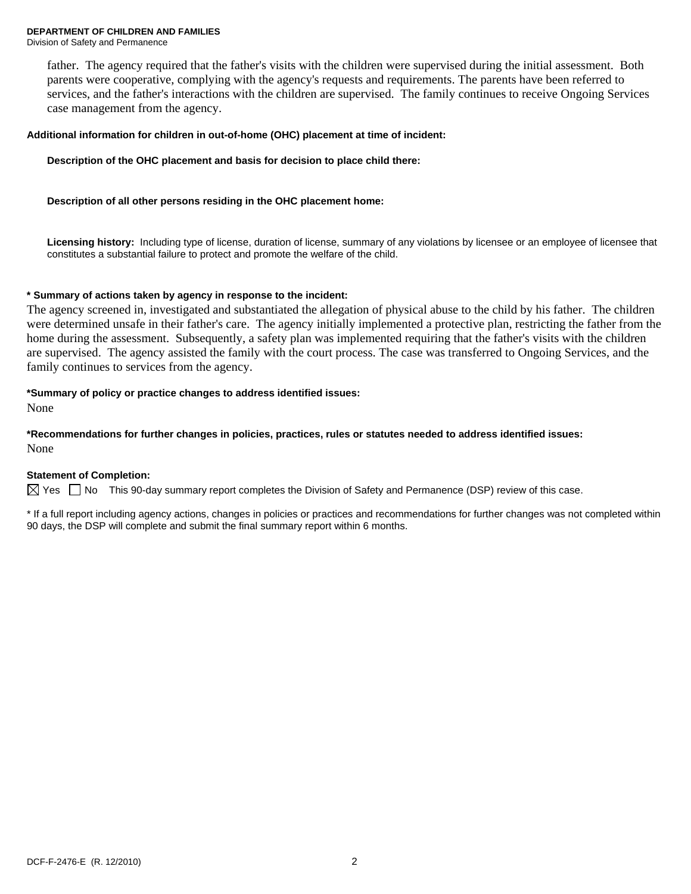father. The agency required that the father's visits with the children were supervised during the initial assessment. Both parents were cooperative, complying with the agency's requests and requirements. The parents have been referred to services, and the father's interactions with the children are supervised. The family continues to receive Ongoing Services case management from the agency.

**Additional information for children in out-of-home (OHC) placement at time of incident:**

**Description of the OHC placement and basis for decision to place child there:**

**Description of all other persons residing in the OHC placement home:**

**Licensing history:** Including type of license, duration of license, summary of any violations by licensee or an employee of licensee that constitutes a substantial failure to protect and promote the welfare of the child.

**\* Summary of actions taken by agency in response to the incident:**

The agency screened in, investigated and substantiated the allegation of physical abuse to the child by his father. The children were determined unsafe in their father's care. The agency initially implemented a protective plan, restricting the father from the home during the assessment. Subsequently, a safety plan was implemented requiring that the father's visits with the children are supervised. The agency assisted the family with the court process. The case was transferred to Ongoing Services, and the family continues to services from the agency.

**\*Summary of policy or practice changes to address identified issues:**

None

**\*Recommendations for further changes in policies, practices, rules or statutes needed to address identified issues:**

None

**Statement of Completion:**

☒ Yes ☐ No This 90-day summary report completes the Division of Safety and Permanence (DSP) review of this case.

\* If a full report including agency actions, changes in policies or practices and recommendations for further changes was not completed within 90 days, the DSP will complete and submit the final summary report within 6 months.